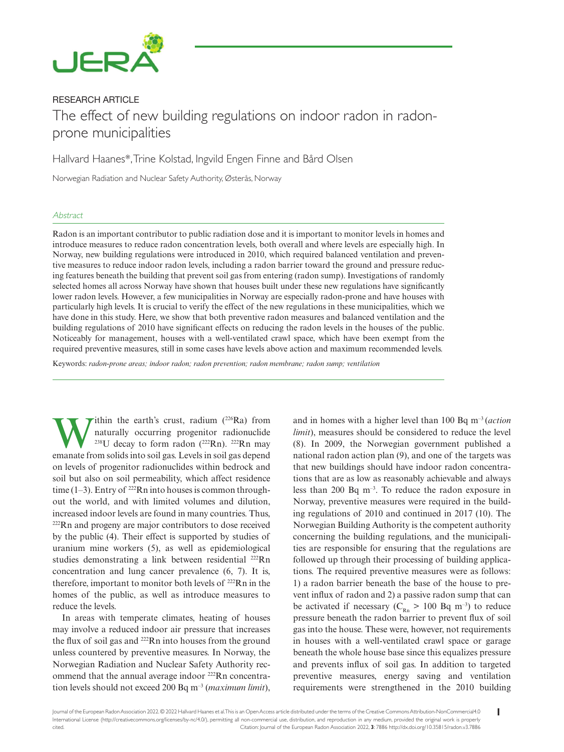RESEARCH ARTICLE

# The effect of new building regulations on indoor radon in radon-prone municipalities

Hallvard Haanes*, Trine Kolstad, Ingvild Engen Finne and Bård Olsen

Norwegian Radiation and Nuclear Safety Authority, Østerås, Norway

## Abstract

Radon is an important contributor to public radiation dose and it is important to monitor levels in homes and introduce measures to reduce radon concentration levels, both overall and where levels are especially high. In Norway, new building regulations were introduced in 2010, which required balanced ventilation and preventive measures to reduce indoor radon levels, including a radon barrier toward the ground and pressure reducing features beneath the building that prevent soil gas from entering (radon sump). Investigations of randomly selected homes all across Norway have shown that houses built under these new regulations have significantly lower radon levels. However, a few municipalities in Norway are especially radon-prone and have houses with particularly high levels. It is crucial to verify the effect of the new regulations in these municipalities, which we have done in this study. Here, we show that both preventive radon measures and balanced ventilation and the building regulations of 2010 have significant effects on reducing the radon levels in the houses of the public. Noticeably for management, houses with a well-ventilated crawl space, which have been exempt from the required preventive measures, still in some cases have levels above action and maximum recommended levels.

Keywords: *radon-prone areas; indoor radon; radon prevention; radon membrane; radon sump; ventilation*

Within the earth's crust, radium ($^{226}Ra$) from naturally occurring progenitor radionuclide $^{238}U$ decay to form radon ($^{222}Rn$). $^{222}Rn$ may emanate from solids into soil gas. Levels in soil gas depend on levels of progenitor radionuclides within bedrock and soil but also on soil permeability, which affect residence time (1–3). Entry of $^{222}Rn$ into houses is common throughout the world, and with limited volumes and dilution, increased indoor levels are found in many countries. Thus, $^{222}Rn$ and progeny are major contributors to dose received by the public (4). Their effect is supported by studies of uranium mine workers (5), as well as epidemiological studies demonstrating a link between residential $^{222}Rn$ concentration and lung cancer prevalence (6, 7). It is, therefore, important to monitor both levels of $^{222}Rn$ in the homes of the public, as well as introduce measures to reduce the levels.

In areas with temperate climates, heating of houses may involve a reduced indoor air pressure that increases the flux of soil gas and $^{222}Rn$ into houses from the ground unless countered by preventive measures. In Norway, the Norwegian Radiation and Nuclear Safety Authority recommend that the annual average indoor $^{222}Rn$ concentration levels should not exceed 200 Bq m$^{-3}$ (*maximum limit*), and in homes with a higher level than 100 Bq m$^{-3}$ (*action limit*), measures should be considered to reduce the level (8). In 2009, the Norwegian government published a national radon action plan (9), and one of the targets was that new buildings should have indoor radon concentrations that are as low as reasonably achievable and always less than 200 Bq m$^{-3}$. To reduce the radon exposure in Norway, preventive measures were required in the building regulations of 2010 and continued in 2017 (10). The Norwegian Building Authority is the competent authority concerning the building regulations, and the municipalities are responsible for ensuring that the regulations are followed up through their processing of building applications. The required preventive measures were as follows: 1) a radon barrier beneath the base of the house to prevent influx of radon and 2) a passive radon sump that can be activated if necessary ($C_{Rn}$ > 100 Bq m$^{-3}$) to reduce pressure beneath the radon barrier to prevent flux of soil gas into the house. These were, however, not requirements in houses with a well-ventilated crawl space or garage beneath the whole house base since this equalizes pressure and prevents influx of soil gas. In addition to targeted preventive measures, energy saving and ventilation requirements were strengthened in the 2010 building

Journal of the European Radon Association 2022. © 2022 Hallvard Haanes et al. This is an Open Access article distributed under the terms of the Creative Commons Attribution-NonCommercial 4.0 International License (http://creativecommons.org/licenses/by-nc/4.0/), permitting all non-commercial use, distribution, and reproduction in any medium, provided the original work is properly cited. Citation: Journal of the European Radon Association 2022, **3**: 7886 http://dx.doi.org/10.35815/radon.v3.7886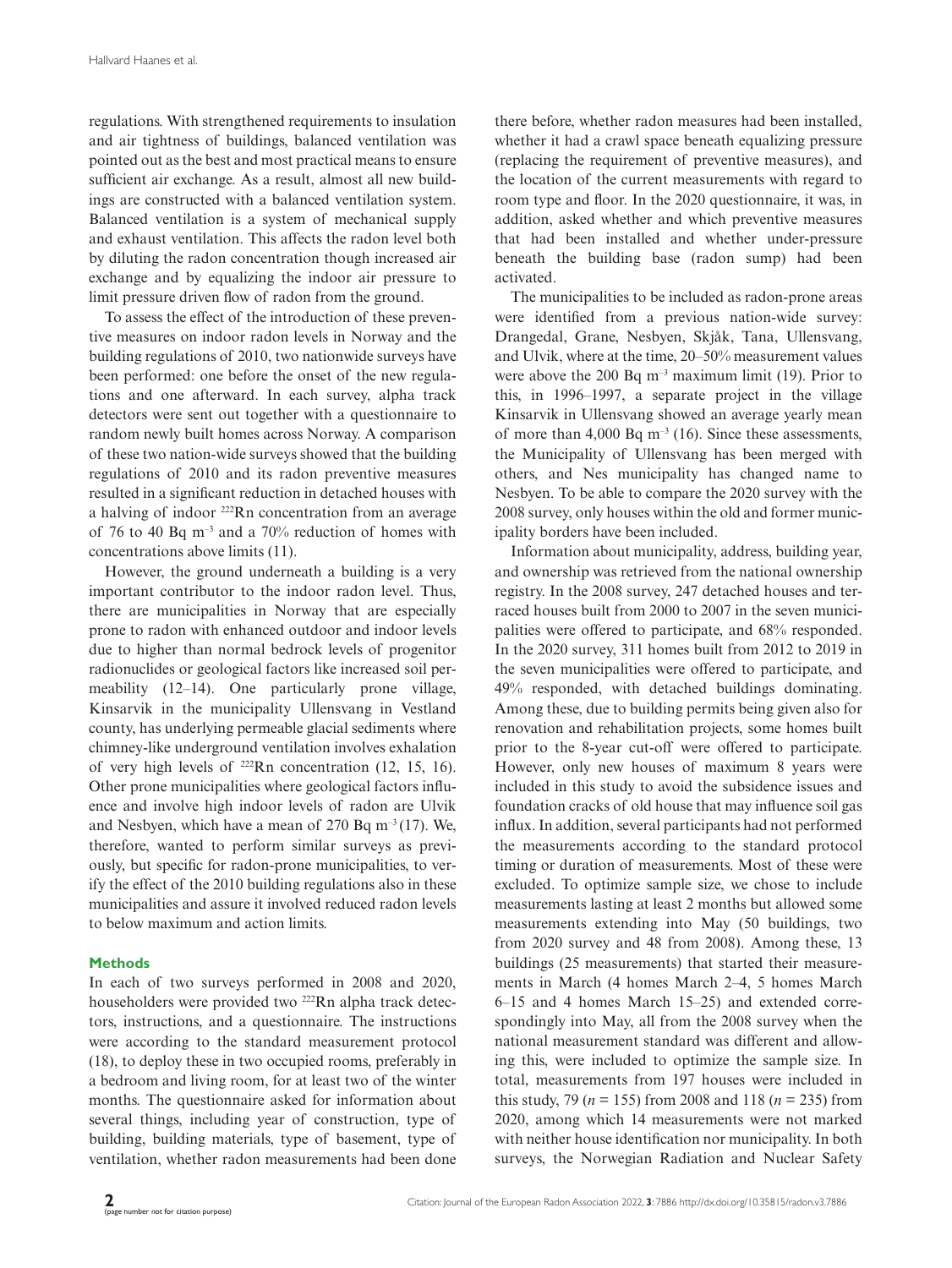regulations. With strengthened requirements to insulation and air tightness of buildings, balanced ventilation was pointed out as the best and most practical means to ensure sufficient air exchange. As a result, almost all new buildings are constructed with a balanced ventilation system. Balanced ventilation is a system of mechanical supply and exhaust ventilation. This affects the radon level both by diluting the radon concentration though increased air exchange and by equalizing the indoor air pressure to limit pressure driven flow of radon from the ground.

To assess the effect of the introduction of these preventive measures on indoor radon levels in Norway and the building regulations of 2010, two nationwide surveys have been performed: one before the onset of the new regulations and one afterward. In each survey, alpha track detectors were sent out together with a questionnaire to random newly built homes across Norway. A comparison of these two nation-wide surveys showed that the building regulations of 2010 and its radon preventive measures resulted in a significant reduction in detached houses with a halving of indoor $^{222}$Rn concentration from an average of 76 to 40 Bq m$^{-3}$ and a 70% reduction of homes with concentrations above limits (11).

However, the ground underneath a building is a very important contributor to the indoor radon level. Thus, there are municipalities in Norway that are especially prone to radon with enhanced outdoor and indoor levels due to higher than normal bedrock levels of progenitor radionuclides or geological factors like increased soil permeability (12–14). One particularly prone village, Kinsarvik in the municipality Ullensvang in Vestland county, has underlying permeable glacial sediments where chimney-like underground ventilation involves exhalation of very high levels of $^{222}$Rn concentration (12, 15, 16). Other prone municipalities where geological factors influence and involve high indoor levels of radon are Ulvik and Nesbyen, which have a mean of 270 Bq m$^{-3}$ (17). We, therefore, wanted to perform similar surveys as previously, but specific for radon-prone municipalities, to verify the effect of the 2010 building regulations also in these municipalities and assure it involved reduced radon levels to below maximum and action limits.

## Methods

In each of two surveys performed in 2008 and 2020, householders were provided two $^{222}$Rn alpha track detectors, instructions, and a questionnaire. The instructions were according to the standard measurement protocol (18), to deploy these in two occupied rooms, preferably in a bedroom and living room, for at least two of the winter months. The questionnaire asked for information about several things, including year of construction, type of building, building materials, type of basement, type of ventilation, whether radon measurements had been done there before, whether radon measures had been installed, whether it had a crawl space beneath equalizing pressure (replacing the requirement of preventive measures), and the location of the current measurements with regard to room type and floor. In the 2020 questionnaire, it was, in addition, asked whether and which preventive measures that had been installed and whether under-pressure beneath the building base (radon sump) had been activated.

The municipalities to be included as radon-prone areas were identified from a previous nation-wide survey: Drangedal, Grane, Nesbyen, Skjåk, Tana, Ullensvang, and Ulvik, where at the time, 20–50% measurement values were above the 200 Bq m$^{-3}$ maximum limit (19). Prior to this, in 1996–1997, a separate project in the village Kinsarvik in Ullensvang showed an average yearly mean of more than 4,000 Bq m$^{-3}$ (16). Since these assessments, the Municipality of Ullensvang has been merged with others, and Nes municipality has changed name to Nesbyen. To be able to compare the 2020 survey with the 2008 survey, only houses within the old and former municipality borders have been included.

Information about municipality, address, building year, and ownership was retrieved from the national ownership registry. In the 2008 survey, 247 detached houses and terraced houses built from 2000 to 2007 in the seven municipalities were offered to participate, and 68% responded. In the 2020 survey, 311 homes built from 2012 to 2019 in the seven municipalities were offered to participate, and 49% responded, with detached buildings dominating. Among these, due to building permits being given also for renovation and rehabilitation projects, some homes built prior to the 8-year cut-off were offered to participate. However, only new houses of maximum 8 years were included in this study to avoid the subsidence issues and foundation cracks of old house that may influence soil gas influx. In addition, several participants had not performed the measurements according to the standard protocol timing or duration of measurements. Most of these were excluded. To optimize sample size, we chose to include measurements lasting at least 2 months but allowed some measurements extending into May (50 buildings, two from 2020 survey and 48 from 2008). Among these, 13 buildings (25 measurements) that started their measurements in March (4 homes March 2–4, 5 homes March 6–15 and 4 homes March 15–25) and extended correspondingly into May, all from the 2008 survey when the national measurement standard was different and allowing this, were included to optimize the sample size. In total, measurements from 197 houses were included in this study, 79 ($n$ = 155) from 2008 and 118 ($n$ = 235) from 2020, among which 14 measurements were not marked with neither house identification nor municipality. In both surveys, the Norwegian Radiation and Nuclear Safety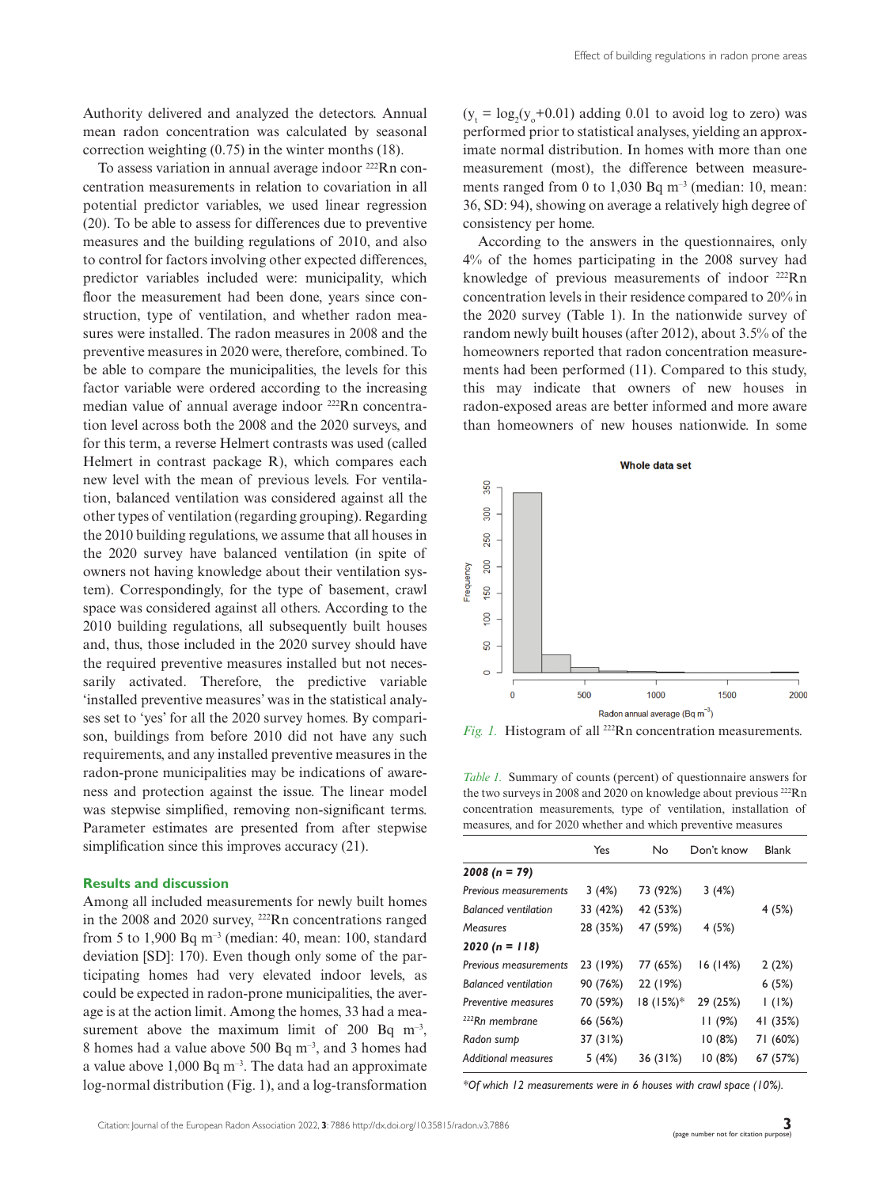Authority delivered and analyzed the detectors. Annual mean radon concentration was calculated by seasonal correction weighting (0.75) in the winter months (18).

To assess variation in annual average indoor $^{222}$Rn concentration measurements in relation to covariation in all potential predictor variables, we used linear regression (20). To be able to assess for differences due to preventive measures and the building regulations of 2010, and also to control for factors involving other expected differences, predictor variables included were: municipality, which floor the measurement had been done, years since construction, type of ventilation, and whether radon measures were installed. The radon measures in 2008 and the preventive measures in 2020 were, therefore, combined. To be able to compare the municipalities, the levels for this factor variable were ordered according to the increasing median value of annual average indoor $^{222}$Rn concentration level across both the 2008 and the 2020 surveys, and for this term, a reverse Helmert contrasts was used (called Helmert in contrast package R), which compares each new level with the mean of previous levels. For ventilation, balanced ventilation was considered against all the other types of ventilation (regarding grouping). Regarding the 2010 building regulations, we assume that all houses in the 2020 survey have balanced ventilation (in spite of owners not having knowledge about their ventilation system). Correspondingly, for the type of basement, crawl space was considered against all others. According to the 2010 building regulations, all subsequently built houses and, thus, those included in the 2020 survey should have the required preventive measures installed but not necessarily activated. Therefore, the predictive variable 'installed preventive measures' was in the statistical analyses set to 'yes' for all the 2020 survey homes. By comparison, buildings from before 2010 did not have any such requirements, and any installed preventive measures in the radon-prone municipalities may be indications of awareness and protection against the issue. The linear model was stepwise simplified, removing non-significant terms. Parameter estimates are presented from after stepwise simplification since this improves accuracy (21).

### Results and discussion

Among all included measurements for newly built homes in the 2008 and 2020 survey, $^{222}$Rn concentrations ranged from 5 to 1,900 Bq m$^{-3}$ (median: 40, mean: 100, standard deviation [SD]: 170). Even though only some of the participating homes had very elevated indoor levels, as could be expected in radon-prone municipalities, the average is at the action limit. Among the homes, 33 had a measurement above the maximum limit of 200 Bq m$^{-3}$, 8 homes had a value above 500 Bq m$^{-3}$, and 3 homes had a value above 1,000 Bq m$^{-3}$. The data had an approximate log-normal distribution (Fig. 1), and a log-transformation ($y_t = \log_2(y_o+0.01)$ adding 0.01 to avoid log to zero) was performed prior to statistical analyses, yielding an approximate normal distribution. In homes with more than one measurement (most), the difference between measurements ranged from 0 to 1,030 Bq m$^{-3}$ (median: 10, mean: 36, SD: 94), showing on average a relatively high degree of consistency per home.

According to the answers in the questionnaires, only 4% of the homes participating in the 2008 survey had knowledge of previous measurements of indoor $^{222}$Rn concentration levels in their residence compared to 20% in the 2020 survey (Table 1). In the nationwide survey of random newly built houses (after 2012), about 3.5% of the homeowners reported that radon concentration measurements had been performed (11). Compared to this study, this may indicate that owners of new houses in radon-exposed areas are better informed and more aware than homeowners of new houses nationwide. In some

*Fig. 1.* Histogram of all $^{222}$Rn concentration measurements.

*Table 1.* Summary of counts (percent) of questionnaire answers for the two surveys in 2008 and 2020 on knowledge about previous $^{222}$Rn concentration measurements, type of ventilation, installation of measures, and for 2020 whether and which preventive measures

| | Yes | No | Don't know | Blank |
|---|---|---|---|---|
| ***2008 (n = 79)*** | | | | |
| *Previous measurements* | 3 (4%) | 73 (92%) | 3 (4%) | |
| *Balanced ventilation* | 33 (42%) | 42 (53%) | | 4 (5%) |
| *Measures* | 28 (35%) | 47 (59%) | 4 (5%) | |
| ***2020 (n = 118)*** | | | | |
| *Previous measurements* | 23 (19%) | 77 (65%) | 16 (14%) | 2 (2%) |
| *Balanced ventilation* | 90 (76%) | 22 (19%) | | 6 (5%) |
| *Preventive measures* | 70 (59%) | 18 (15%)* | 29 (25%) | 1 (1%) |
| *$^{222}$Rn membrane* | 66 (56%) | | 11 (9%) | 41 (35%) |
| *Radon sump* | 37 (31%) | | 10 (8%) | 71 (60%) |
| *Additional measures* | 5 (4%) | 36 (31%) | 10 (8%) | 67 (57%) |

*\*Of which 12 measurements were in 6 houses with crawl space (10%).*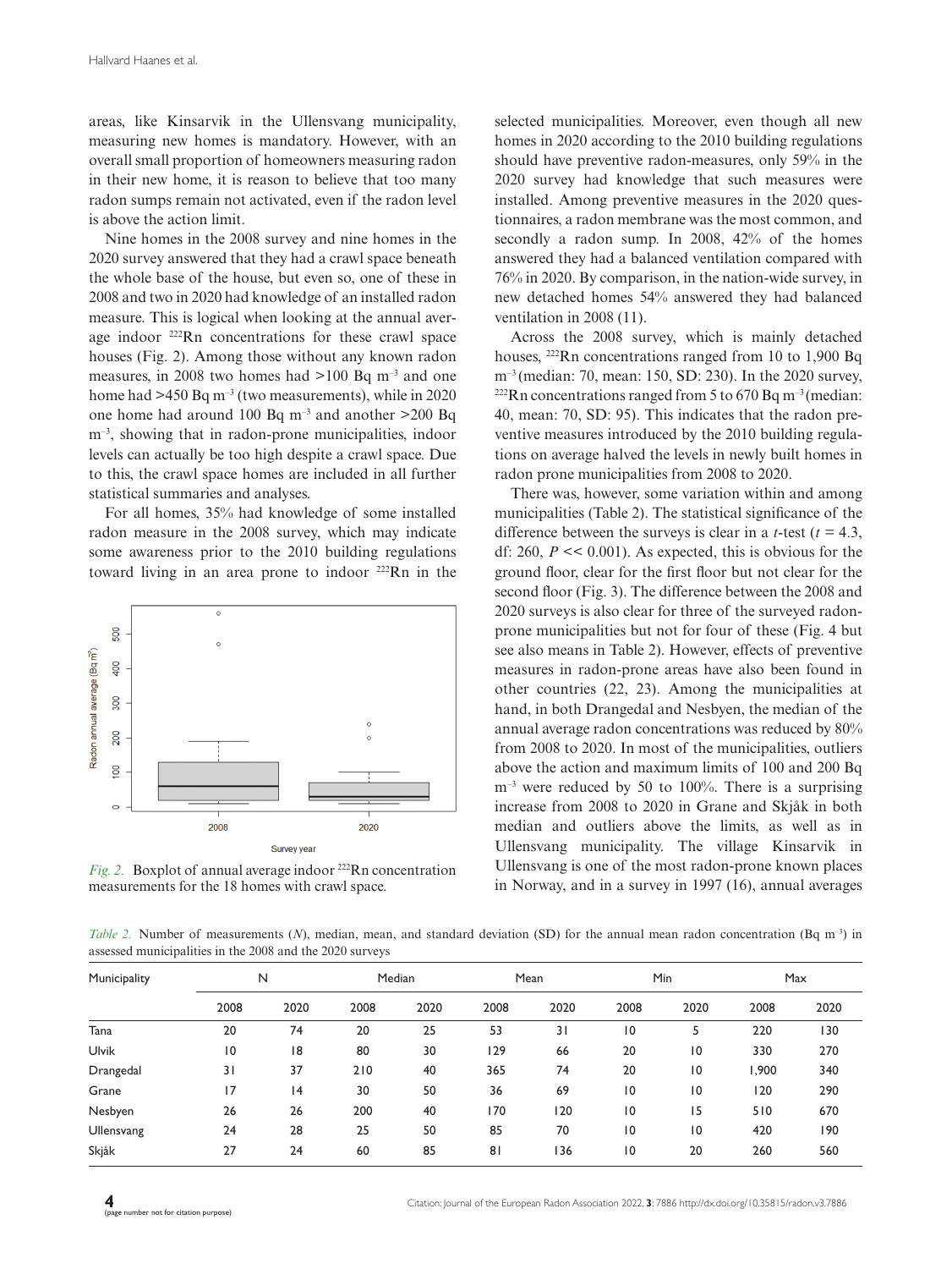areas, like Kinsarvik in the Ullensvang municipality, measuring new homes is mandatory. However, with an overall small proportion of homeowners measuring radon in their new home, it is reason to believe that too many radon sumps remain not activated, even if the radon level is above the action limit.

Nine homes in the 2008 survey and nine homes in the 2020 survey answered that they had a crawl space beneath the whole base of the house, but even so, one of these in 2008 and two in 2020 had knowledge of an installed radon measure. This is logical when looking at the annual average indoor $^{222}$Rn concentrations for these crawl space houses (Fig. 2). Among those without any known radon measures, in 2008 two homes had >100 Bq m$^{-3}$ and one home had >450 Bq m$^{-3}$ (two measurements), while in 2020 one home had around 100 Bq m$^{-3}$ and another >200 Bq m$^{-3}$, showing that in radon-prone municipalities, indoor levels can actually be too high despite a crawl space. Due to this, the crawl space homes are included in all further statistical summaries and analyses.

For all homes, 35% had knowledge of some installed radon measure in the 2008 survey, which may indicate some awareness prior to the 2010 building regulations toward living in an area prone to indoor $^{222}$Rn in the selected municipalities. Moreover, even though all new homes in 2020 according to the 2010 building regulations should have preventive radon-measures, only 59% in the 2020 survey had knowledge that such measures were installed. Among preventive measures in the 2020 questionnaires, a radon membrane was the most common, and secondly a radon sump. In 2008, 42% of the homes answered they had a balanced ventilation compared with 76% in 2020. By comparison, in the nation-wide survey, in new detached homes 54% answered they had balanced ventilation in 2008 (11).

*Fig. 2.* Boxplot of annual average indoor $^{222}$Rn concentration measurements for the 18 homes with crawl space.

Across the 2008 survey, which is mainly detached houses, $^{222}$Rn concentrations ranged from 10 to 1,900 Bq m$^{-3}$ (median: 70, mean: 150, SD: 230). In the 2020 survey, $^{222}$Rn concentrations ranged from 5 to 670 Bq m$^{-3}$ (median: 40, mean: 70, SD: 95). This indicates that the radon preventive measures introduced by the 2010 building regulations on average halved the levels in newly built homes in radon prone municipalities from 2008 to 2020.

There was, however, some variation within and among municipalities (Table 2). The statistical significance of the difference between the surveys is clear in a *t*-test ($t$ = 4.3, df: 260, $P \ll 0.001$). As expected, this is obvious for the ground floor, clear for the first floor but not clear for the second floor (Fig. 3). The difference between the 2008 and 2020 surveys is also clear for three of the surveyed radon-prone municipalities but not for four of these (Fig. 4 but see also means in Table 2). However, effects of preventive measures in radon-prone areas have also been found in other countries (22, 23). Among the municipalities at hand, in both Drangedal and Nesbyen, the median of the annual average radon concentrations was reduced by 80% from 2008 to 2020. In most of the municipalities, outliers above the action and maximum limits of 100 and 200 Bq m$^{-3}$ were reduced by 50 to 100%. There is a surprising increase from 2008 to 2020 in Grane and Skjåk in both median and outliers above the limits, as well as in Ullensvang municipality. The village Kinsarvik in Ullensvang is one of the most radon-prone known places in Norway, and in a survey in 1997 (16), annual averages

*Table 2.* Number of measurements (*N*), median, mean, and standard deviation (SD) for the annual mean radon concentration (Bq m$^{-3}$) in assessed municipalities in the 2008 and the 2020 surveys

| Municipality | N | | Median | | Mean | | Min | | Max | |
|---|---|---|---|---|---|---|---|---|---|---|
| | 2008 | 2020 | 2008 | 2020 | 2008 | 2020 | 2008 | 2020 | 2008 | 2020 |
| Tana | 20 | 74 | 20 | 25 | 53 | 31 | 10 | 5 | 220 | 130 |
| Ulvik | 10 | 18 | 80 | 30 | 129 | 66 | 20 | 10 | 330 | 270 |
| Drangedal | 31 | 37 | 210 | 40 | 365 | 74 | 20 | 10 | 1,900 | 340 |
| Grane | 17 | 14 | 30 | 50 | 36 | 69 | 10 | 10 | 120 | 290 |
| Nesbyen | 26 | 26 | 200 | 40 | 170 | 120 | 10 | 15 | 510 | 670 |
| Ullensvang | 24 | 28 | 25 | 50 | 85 | 70 | 10 | 10 | 420 | 190 |
| Skjåk | 27 | 24 | 60 | 85 | 81 | 136 | 10 | 20 | 260 | 560 |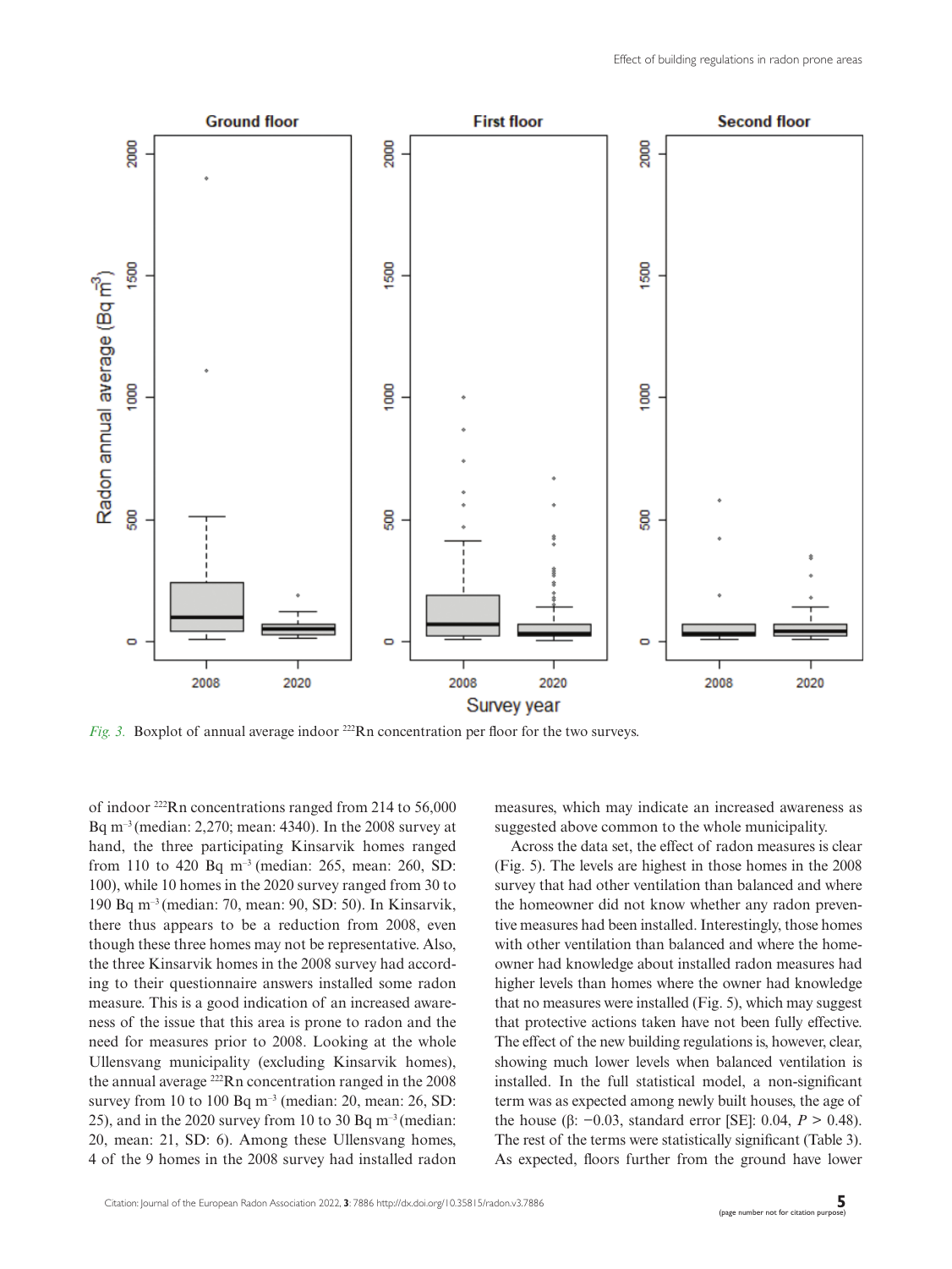*Fig. 3.* Boxplot of annual average indoor $^{222}$Rn concentration per floor for the two surveys.

of indoor $^{222}$Rn concentrations ranged from 214 to 56,000 Bq m$^{-3}$ (median: 2,270; mean: 4340). In the 2008 survey at hand, the three participating Kinsarvik homes ranged from 110 to 420 Bq m$^{-3}$ (median: 265, mean: 260, SD: 100), while 10 homes in the 2020 survey ranged from 30 to 190 Bq m$^{-3}$ (median: 70, mean: 90, SD: 50). In Kinsarvik, there thus appears to be a reduction from 2008, even though these three homes may not be representative. Also, the three Kinsarvik homes in the 2008 survey had according to their questionnaire answers installed some radon measure. This is a good indication of an increased awareness of the issue that this area is prone to radon and the need for measures prior to 2008. Looking at the whole Ullensvang municipality (excluding Kinsarvik homes), the annual average $^{222}$Rn concentration ranged in the 2008 survey from 10 to 100 Bq m$^{-3}$ (median: 20, mean: 26, SD: 25), and in the 2020 survey from 10 to 30 Bq m$^{-3}$ (median: 20, mean: 21, SD: 6). Among these Ullensvang homes, 4 of the 9 homes in the 2008 survey had installed radon measures, which may indicate an increased awareness as suggested above common to the whole municipality.

Across the data set, the effect of radon measures is clear (Fig. 5). The levels are highest in those homes in the 2008 survey that had other ventilation than balanced and where the homeowner did not know whether any radon preventive measures had been installed. Interestingly, those homes with other ventilation than balanced and where the homeowner had knowledge about installed radon measures had higher levels than homes where the owner had knowledge that no measures were installed (Fig. 5), which may suggest that protective actions taken have not been fully effective. The effect of the new building regulations is, however, clear, showing much lower levels when balanced ventilation is installed. In the full statistical model, a non-significant term was as expected among newly built houses, the age of the house (β: −0.03, standard error [SE]: 0.04, $P > 0.48$). The rest of the terms were statistically significant (Table 3). As expected, floors further from the ground have lower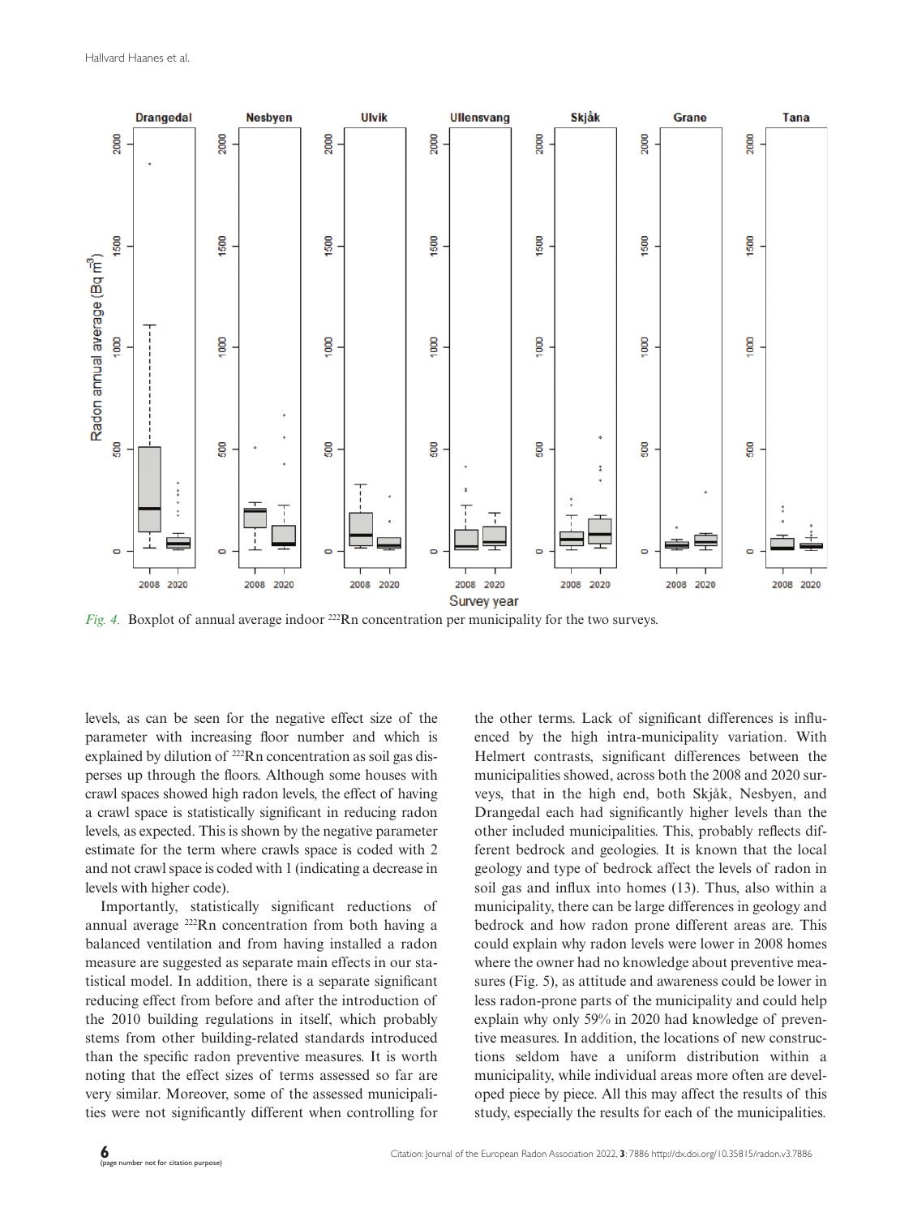Fig. 4. Boxplot of annual average indoor $^{222}$Rn concentration per municipality for the two surveys.

levels, as can be seen for the negative effect size of the parameter with increasing floor number and which is explained by dilution of $^{222}$Rn concentration as soil gas disperses up through the floors. Although some houses with crawl spaces showed high radon levels, the effect of having a crawl space is statistically significant in reducing radon levels, as expected. This is shown by the negative parameter estimate for the term where crawls space is coded with 2 and not crawl space is coded with 1 (indicating a decrease in levels with higher code).

Importantly, statistically significant reductions of annual average $^{222}$Rn concentration from both having a balanced ventilation and from having installed a radon measure are suggested as separate main effects in our statistical model. In addition, there is a separate significant reducing effect from before and after the introduction of the 2010 building regulations in itself, which probably stems from other building-related standards introduced than the specific radon preventive measures. It is worth noting that the effect sizes of terms assessed so far are very similar. Moreover, some of the assessed municipalities were not significantly different when controlling for the other terms. Lack of significant differences is influenced by the high intra-municipality variation. With Helmert contrasts, significant differences between the municipalities showed, across both the 2008 and 2020 surveys, that in the high end, both Skjåk, Nesbyen, and Drangedal each had significantly higher levels than the other included municipalities. This, probably reflects different bedrock and geologies. It is known that the local geology and type of bedrock affect the levels of radon in soil gas and influx into homes (13). Thus, also within a municipality, there can be large differences in geology and bedrock and how radon prone different areas are. This could explain why radon levels were lower in 2008 homes where the owner had no knowledge about preventive measures (Fig. 5), as attitude and awareness could be lower in less radon-prone parts of the municipality and could help explain why only 59% in 2020 had knowledge of preventive measures. In addition, the locations of new constructions seldom have a uniform distribution within a municipality, while individual areas more often are developed piece by piece. All this may affect the results of this study, especially the results for each of the municipalities.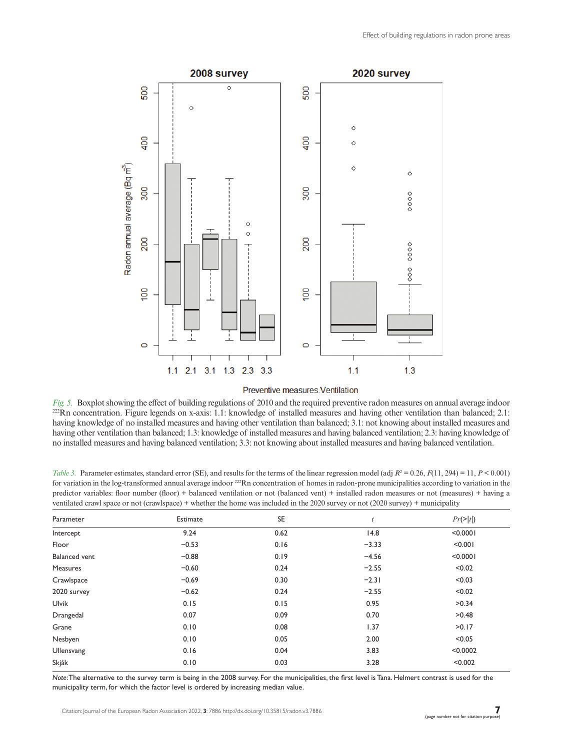*Fig. 5.* Boxplot showing the effect of building regulations of 2010 and the required preventive radon measures on annual average indoor $^{222}$Rn concentration. Figure legends on x-axis: 1.1: knowledge of installed measures and having other ventilation than balanced; 2.1: having knowledge of no installed measures and having other ventilation than balanced; 3.1: not knowing about installed measures and having other ventilation than balanced; 1.3: knowledge of installed measures and having balanced ventilation; 2.3: having knowledge of no installed measures and having balanced ventilation; 3.3: not knowing about installed measures and having balanced ventilation.

*Table 3.* Parameter estimates, standard error (SE), and results for the terms of the linear regression model (adj $R^2 = 0.26$, $F(11, 294) = 11$, $P < 0.001$) for variation in the log-transformed annual average indoor $^{222}$Rn concentration of homes in radon-prone municipalities according to variation in the predictor variables: floor number (floor) + balanced ventilation or not (balanced vent) + installed radon measures or not (measures) + having a ventilated crawl space or not (crawlspace) + whether the home was included in the 2020 survey or not (2020 survey) + municipality

| Parameter | Estimate | SE | $t$ | $Pr(>\|t\|)$ |
|---|---|---|---|---|
| Intercept | 9.24 | 0.62 | 14.8 | <0.0001 |
| Floor | −0.53 | 0.16 | −3.33 | <0.001 |
| Balanced vent | −0.88 | 0.19 | −4.56 | <0.0001 |
| Measures | −0.60 | 0.24 | −2.55 | <0.02 |
| Crawlspace | −0.69 | 0.30 | −2.31 | <0.03 |
| 2020 survey | −0.62 | 0.24 | −2.55 | <0.02 |
| Ulvik | 0.15 | 0.15 | 0.95 | >0.34 |
| Drangedal | 0.07 | 0.09 | 0.70 | >0.48 |
| Grane | 0.10 | 0.08 | 1.37 | >0.17 |
| Nesbyen | 0.10 | 0.05 | 2.00 | <0.05 |
| Ullensvang | 0.16 | 0.04 | 3.83 | <0.0002 |
| Skjåk | 0.10 | 0.03 | 3.28 | <0.002 |

*Note:* The alternative to the survey term is being in the 2008 survey. For the municipalities, the first level is Tana. Helmert contrast is used for the municipality term, for which the factor level is ordered by increasing median value.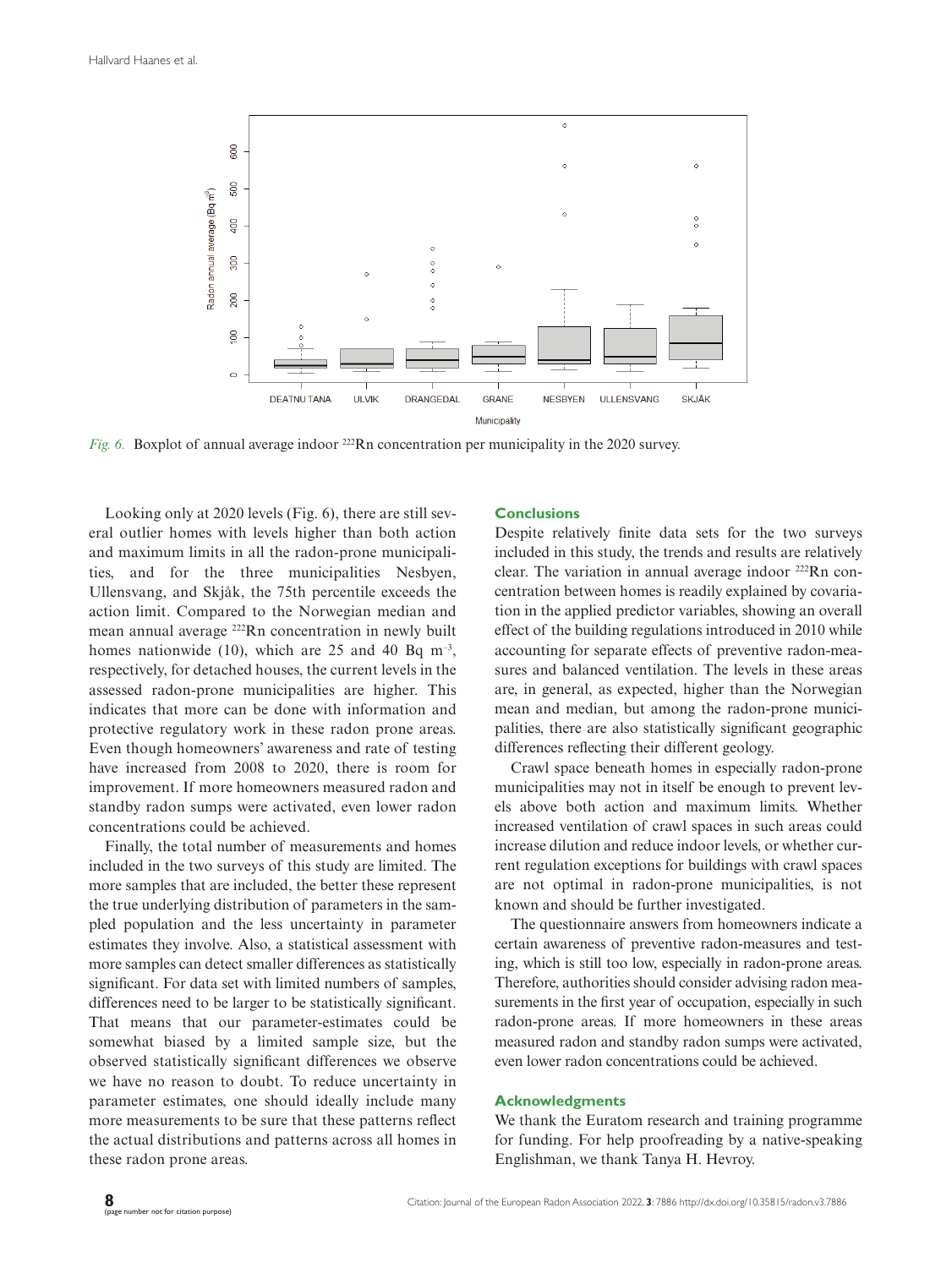*Fig. 6.* Boxplot of annual average indoor $^{222}$Rn concentration per municipality in the 2020 survey.

Looking only at 2020 levels (Fig. 6), there are still several outlier homes with levels higher than both action and maximum limits in all the radon-prone municipalities, and for the three municipalities Nesbyen, Ullensvang, and Skjåk, the 75th percentile exceeds the action limit. Compared to the Norwegian median and mean annual average $^{222}$Rn concentration in newly built homes nationwide (10), which are 25 and 40 Bq m$^{-3}$, respectively, for detached houses, the current levels in the assessed radon-prone municipalities are higher. This indicates that more can be done with information and protective regulatory work in these radon prone areas. Even though homeowners' awareness and rate of testing have increased from 2008 to 2020, there is room for improvement. If more homeowners measured radon and standby radon sumps were activated, even lower radon concentrations could be achieved.

Finally, the total number of measurements and homes included in the two surveys of this study are limited. The more samples that are included, the better these represent the true underlying distribution of parameters in the sampled population and the less uncertainty in parameter estimates they involve. Also, a statistical assessment with more samples can detect smaller differences as statistically significant. For data set with limited numbers of samples, differences need to be larger to be statistically significant. That means that our parameter-estimates could be somewhat biased by a limited sample size, but the observed statistically significant differences we observe we have no reason to doubt. To reduce uncertainty in parameter estimates, one should ideally include many more measurements to be sure that these patterns reflect the actual distributions and patterns across all homes in these radon prone areas.

## Conclusions

Despite relatively finite data sets for the two surveys included in this study, the trends and results are relatively clear. The variation in annual average indoor $^{222}$Rn concentration between homes is readily explained by covariation in the applied predictor variables, showing an overall effect of the building regulations introduced in 2010 while accounting for separate effects of preventive radon-measures and balanced ventilation. The levels in these areas are, in general, as expected, higher than the Norwegian mean and median, but among the radon-prone municipalities, there are also statistically significant geographic differences reflecting their different geology.

Crawl space beneath homes in especially radon-prone municipalities may not in itself be enough to prevent levels above both action and maximum limits. Whether increased ventilation of crawl spaces in such areas could increase dilution and reduce indoor levels, or whether current regulation exceptions for buildings with crawl spaces are not optimal in radon-prone municipalities, is not known and should be further investigated.

The questionnaire answers from homeowners indicate a certain awareness of preventive radon-measures and testing, which is still too low, especially in radon-prone areas. Therefore, authorities should consider advising radon measurements in the first year of occupation, especially in such radon-prone areas. If more homeowners in these areas measured radon and standby radon sumps were activated, even lower radon concentrations could be achieved.

## Acknowledgments

We thank the Euratom research and training programme for funding. For help proofreading by a native-speaking Englishman, we thank Tanya H. Hevroy.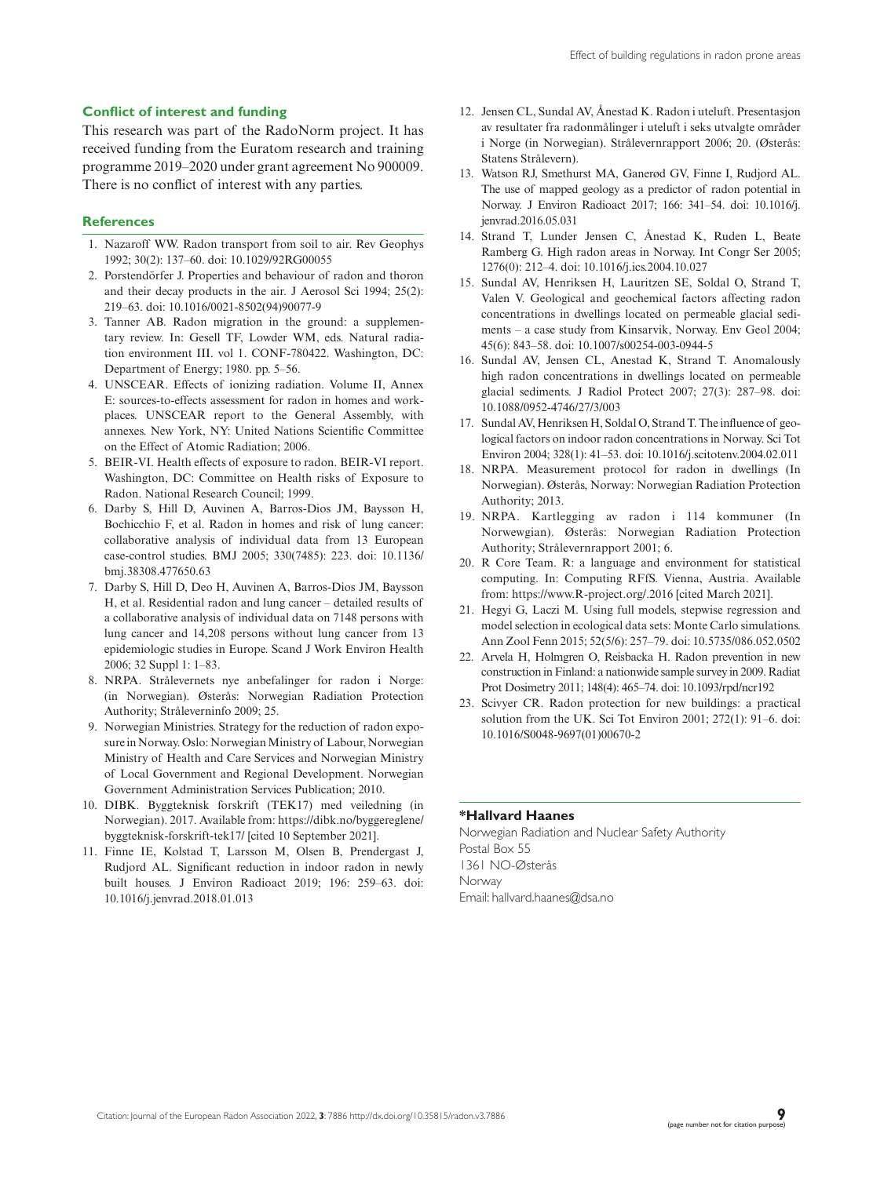### Conflict of interest and funding

This research was part of the RadoNorm project. It has received funding from the Euratom research and training programme 2019–2020 under grant agreement No 900009. There is no conflict of interest with any parties.

### References

1. Nazaroff WW. Radon transport from soil to air. Rev Geophys 1992; 30(2): 137–60. doi: 10.1029/92RG00055
2. Porstendörfer J. Properties and behaviour of radon and thoron and their decay products in the air. J Aerosol Sci 1994; 25(2): 219–63. doi: 10.1016/0021-8502(94)90077-9
3. Tanner AB. Radon migration in the ground: a supplementary review. In: Gesell TF, Lowder WM, eds. Natural radiation environment III. vol 1. CONF-780422. Washington, DC: Department of Energy; 1980. pp. 5–56.
4. UNSCEAR. Effects of ionizing radiation. Volume II, Annex E: sources-to-effects assessment for radon in homes and workplaces. UNSCEAR report to the General Assembly, with annexes. New York, NY: United Nations Scientific Committee on the Effect of Atomic Radiation; 2006.
5. BEIR-VI. Health effects of exposure to radon. BEIR-VI report. Washington, DC: Committee on Health risks of Exposure to Radon. National Research Council; 1999.
6. Darby S, Hill D, Auvinen A, Barros-Dios JM, Baysson H, Bochicchio F, et al. Radon in homes and risk of lung cancer: collaborative analysis of individual data from 13 European case-control studies. BMJ 2005; 330(7485): 223. doi: 10.1136/bmj.38308.477650.63
7. Darby S, Hill D, Deo H, Auvinen A, Barros-Dios JM, Baysson H, et al. Residential radon and lung cancer – detailed results of a collaborative analysis of individual data on 7148 persons with lung cancer and 14,208 persons without lung cancer from 13 epidemiologic studies in Europe. Scand J Work Environ Health 2006; 32 Suppl 1: 1–83.
8. NRPA. Strålevernets nye anbefalinger for radon i Norge: (in Norwegian). Østerås: Norwegian Radiation Protection Authority; Stråleverninfo 2009; 25.
9. Norwegian Ministries. Strategy for the reduction of radon exposure in Norway. Oslo: Norwegian Ministry of Labour, Norwegian Ministry of Health and Care Services and Norwegian Ministry of Local Government and Regional Development. Norwegian Government Administration Services Publication; 2010.
10. DIBK. Byggteknisk forskrift (TEK17) med veiledning (in Norwegian). 2017. Available from: https://dibk.no/byggereglene/byggteknisk-forskrift-tek17/ [cited 10 September 2021].
11. Finne IE, Kolstad T, Larsson M, Olsen B, Prendergast J, Rudjord AL. Significant reduction in indoor radon in newly built houses. J Environ Radioact 2019; 196: 259–63. doi: 10.1016/j.jenvrad.2018.01.013
12. Jensen CL, Sundal AV, Ånestad K. Radon i uteluft. Presentasjon av resultater fra radonmålinger i uteluft i seks utvalgte områder i Norge (in Norwegian). Strålevernrapport 2006; 20. (Østerås: Statens Strålevern).
13. Watson RJ, Smethurst MA, Ganerød GV, Finne I, Rudjord AL. The use of mapped geology as a predictor of radon potential in Norway. J Environ Radioact 2017; 166: 341–54. doi: 10.1016/j.jenvrad.2016.05.031
14. Strand T, Lunder Jensen C, Ånestad K, Ruden L, Beate Ramberg G. High radon areas in Norway. Int Congr Ser 2005; 1276(0): 212–4. doi: 10.1016/j.ics.2004.10.027
15. Sundal AV, Henriksen H, Lauritzen SE, Soldal O, Strand T, Valen V. Geological and geochemical factors affecting radon concentrations in dwellings located on permeable glacial sediments – a case study from Kinsarvik, Norway. Env Geol 2004; 45(6): 843–58. doi: 10.1007/s00254-003-0944-5
16. Sundal AV, Jensen CL, Anestad K, Strand T. Anomalously high radon concentrations in dwellings located on permeable glacial sediments. J Radiol Protect 2007; 27(3): 287–98. doi: 10.1088/0952-4746/27/3/003
17. Sundal AV, Henriksen H, Soldal O, Strand T. The influence of geological factors on indoor radon concentrations in Norway. Sci Tot Environ 2004; 328(1): 41–53. doi: 10.1016/j.scitotenv.2004.02.011
18. NRPA. Measurement protocol for radon in dwellings (In Norwegian). Østerås, Norway: Norwegian Radiation Protection Authority; 2013.
19. NRPA. Kartlegging av radon i 114 kommuner (In Norwewgian). Østerås: Norwegian Radiation Protection Authority; Strålevernrapport 2001; 6.
20. R Core Team. R: a language and environment for statistical computing. In: Computing RFfS. Vienna, Austria. Available from: https://www.R-project.org/.2016 [cited March 2021].
21. Hegyi G, Laczi M. Using full models, stepwise regression and model selection in ecological data sets: Monte Carlo simulations. Ann Zool Fenn 2015; 52(5/6): 257–79. doi: 10.5735/086.052.0502
22. Arvela H, Holmgren O, Reisbacka H. Radon prevention in new construction in Finland: a nationwide sample survey in 2009. Radiat Prot Dosimetry 2011; 148(4): 465–74. doi: 10.1093/rpd/ncr192
23. Scivyer CR. Radon protection for new buildings: a practical solution from the UK. Sci Tot Environ 2001; 272(1): 91–6. doi: 10.1016/S0048-9697(01)00670-2

**\*Hallvard Haanes**
Norwegian Radiation and Nuclear Safety Authority
Postal Box 55
1361 NO-Østerås
Norway
Email: hallvard.haanes@dsa.no